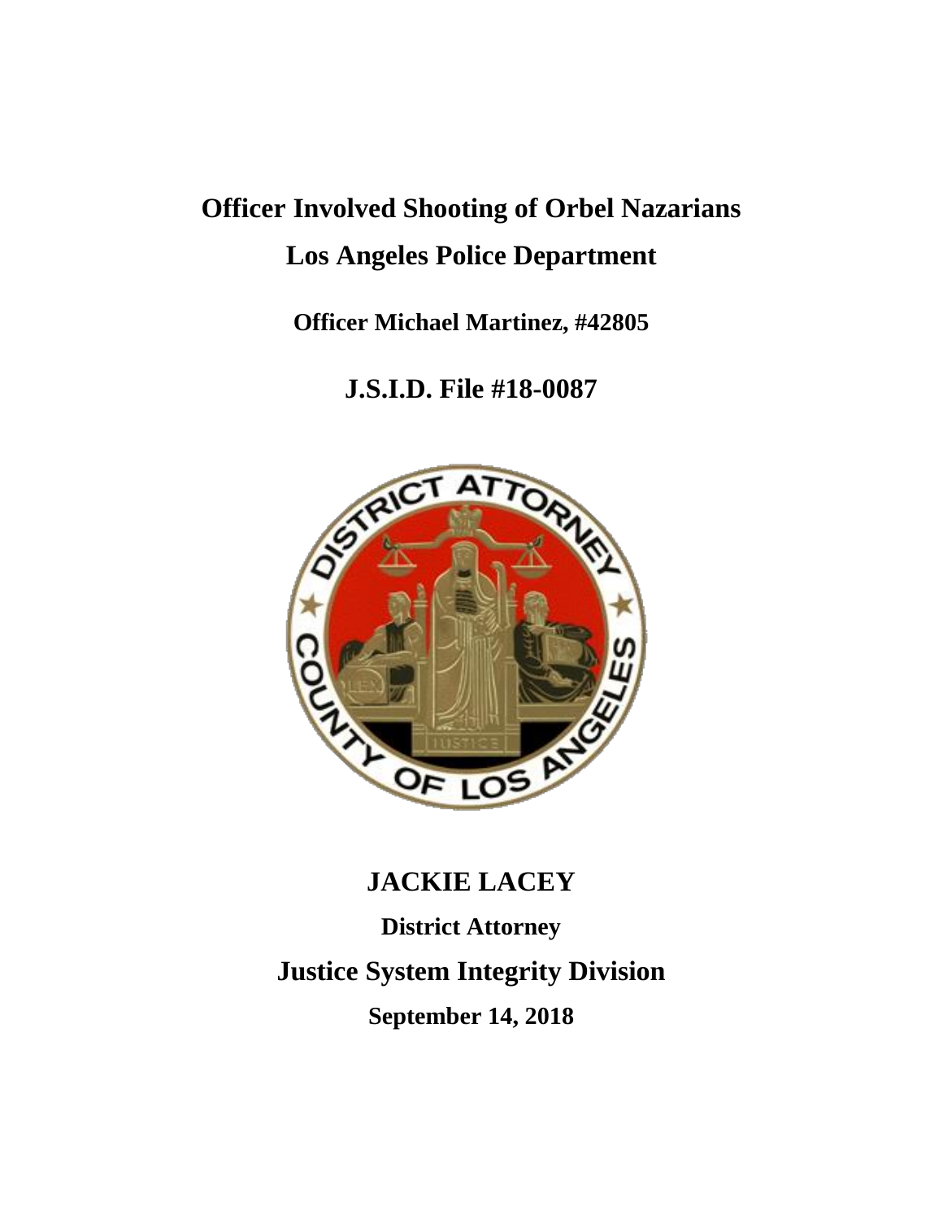# Officer Involved Shooting of Orbel Nazarians

## Los Angeles Police Department

**Officer Michael Martinez, #42805**

## J.S.I.D. File #18-0087

## JACKIE LACEY

**District Attorney**

## Justice System Integrity Division

**September 14, 2018**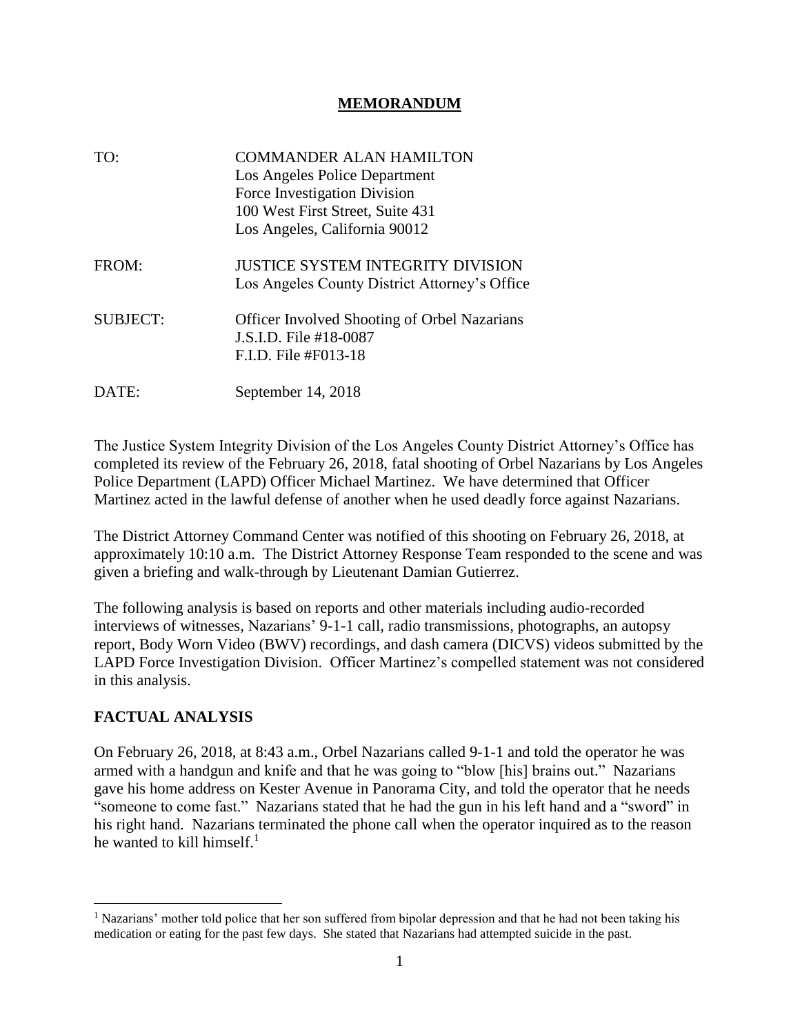# MEMORANDUM

| | |
|---|---|
| TO: | COMMANDER ALAN HAMILTON<br>Los Angeles Police Department<br>Force Investigation Division<br>100 West First Street, Suite 431<br>Los Angeles, California 90012 |
| FROM: | JUSTICE SYSTEM INTEGRITY DIVISION<br>Los Angeles County District Attorney's Office |
| SUBJECT: | Officer Involved Shooting of Orbel Nazarians<br>J.S.I.D. File #18-0087<br>F.I.D. File #F013-18 |
| DATE: | September 14, 2018 |

The Justice System Integrity Division of the Los Angeles County District Attorney's Office has completed its review of the February 26, 2018, fatal shooting of Orbel Nazarians by Los Angeles Police Department (LAPD) Officer Michael Martinez. We have determined that Officer Martinez acted in the lawful defense of another when he used deadly force against Nazarians.

The District Attorney Command Center was notified of this shooting on February 26, 2018, at approximately 10:10 a.m. The District Attorney Response Team responded to the scene and was given a briefing and walk-through by Lieutenant Damian Gutierrez.

The following analysis is based on reports and other materials including audio-recorded interviews of witnesses, Nazarians' 9-1-1 call, radio transmissions, photographs, an autopsy report, Body Worn Video (BWV) recordings, and dash camera (DICVS) videos submitted by the LAPD Force Investigation Division. Officer Martinez's compelled statement was not considered in this analysis.

## FACTUAL ANALYSIS

On February 26, 2018, at 8:43 a.m., Orbel Nazarians called 9-1-1 and told the operator he was armed with a handgun and knife and that he was going to "blow [his] brains out." Nazarians gave his home address on Kester Avenue in Panorama City, and told the operator that he needs "someone to come fast." Nazarians stated that he had the gun in his left hand and a "sword" in his right hand. Nazarians terminated the phone call when the operator inquired as to the reason he wanted to kill himself.[1]

[1] Nazarians' mother told police that her son suffered from bipolar depression and that he had not been taking his medication or eating for the past few days. She stated that Nazarians had attempted suicide in the past.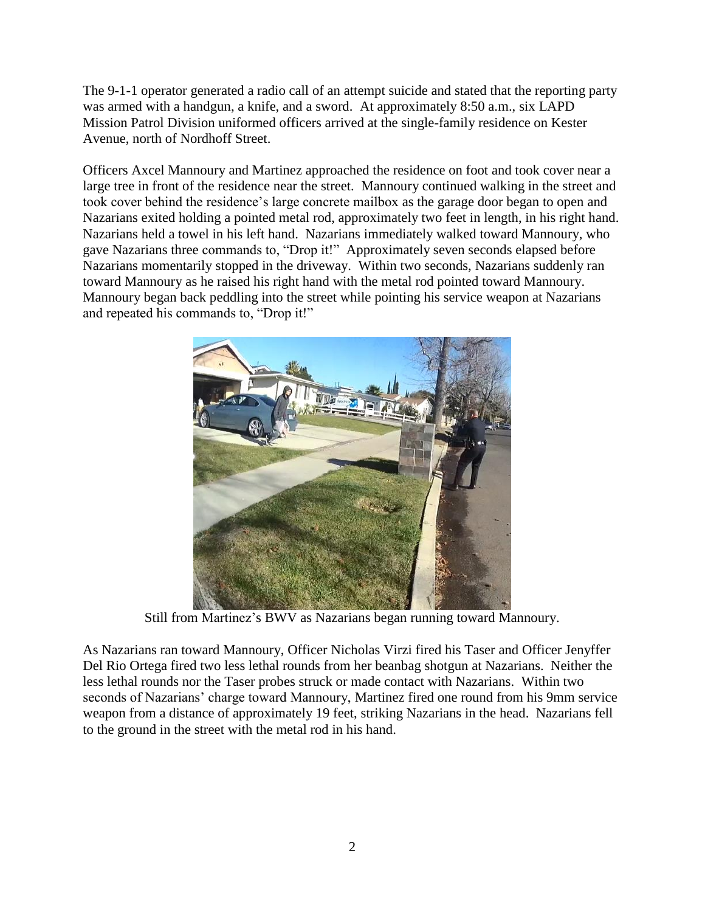The 9-1-1 operator generated a radio call of an attempt suicide and stated that the reporting party was armed with a handgun, a knife, and a sword. At approximately 8:50 a.m., six LAPD Mission Patrol Division uniformed officers arrived at the single-family residence on Kester Avenue, north of Nordhoff Street.

Officers Axcel Mannoury and Martinez approached the residence on foot and took cover near a large tree in front of the residence near the street. Mannoury continued walking in the street and took cover behind the residence's large concrete mailbox as the garage door began to open and Nazarians exited holding a pointed metal rod, approximately two feet in length, in his right hand. Nazarians held a towel in his left hand. Nazarians immediately walked toward Mannoury, who gave Nazarians three commands to, "Drop it!" Approximately seven seconds elapsed before Nazarians momentarily stopped in the driveway. Within two seconds, Nazarians suddenly ran toward Mannoury as he raised his right hand with the metal rod pointed toward Mannoury. Mannoury began back peddling into the street while pointing his service weapon at Nazarians and repeated his commands to, "Drop it!"

Still from Martinez's BWV as Nazarians began running toward Mannoury.

As Nazarians ran toward Mannoury, Officer Nicholas Virzi fired his Taser and Officer Jenyffer Del Rio Ortega fired two less lethal rounds from her beanbag shotgun at Nazarians. Neither the less lethal rounds nor the Taser probes struck or made contact with Nazarians. Within two seconds of Nazarians' charge toward Mannoury, Martinez fired one round from his 9mm service weapon from a distance of approximately 19 feet, striking Nazarians in the head. Nazarians fell to the ground in the street with the metal rod in his hand.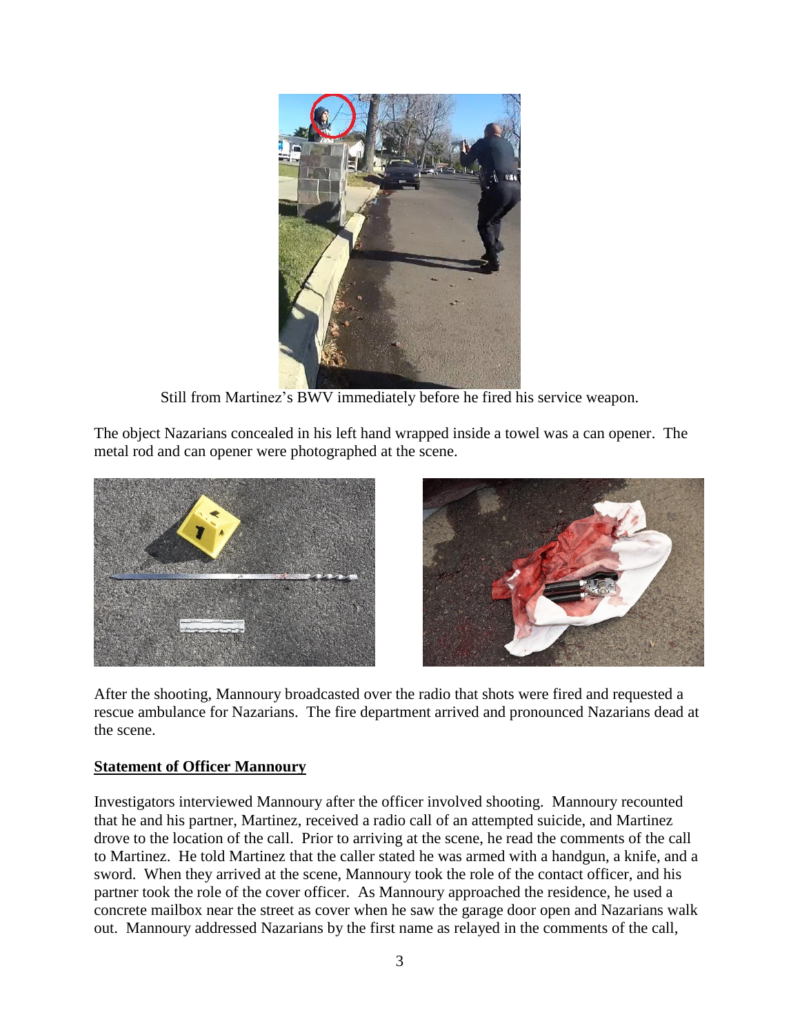Still from Martinez's BWV immediately before he fired his service weapon.

The object Nazarians concealed in his left hand wrapped inside a towel was a can opener. The metal rod and can opener were photographed at the scene.

After the shooting, Mannoury broadcasted over the radio that shots were fired and requested a rescue ambulance for Nazarians. The fire department arrived and pronounced Nazarians dead at the scene.

**Statement of Officer Mannoury**

Investigators interviewed Mannoury after the officer involved shooting. Mannoury recounted that he and his partner, Martinez, received a radio call of an attempted suicide, and Martinez drove to the location of the call. Prior to arriving at the scene, he read the comments of the call to Martinez. He told Martinez that the caller stated he was armed with a handgun, a knife, and a sword. When they arrived at the scene, Mannoury took the role of the contact officer, and his partner took the role of the cover officer. As Mannoury approached the residence, he used a concrete mailbox near the street as cover when he saw the garage door open and Nazarians walk out. Mannoury addressed Nazarians by the first name as relayed in the comments of the call,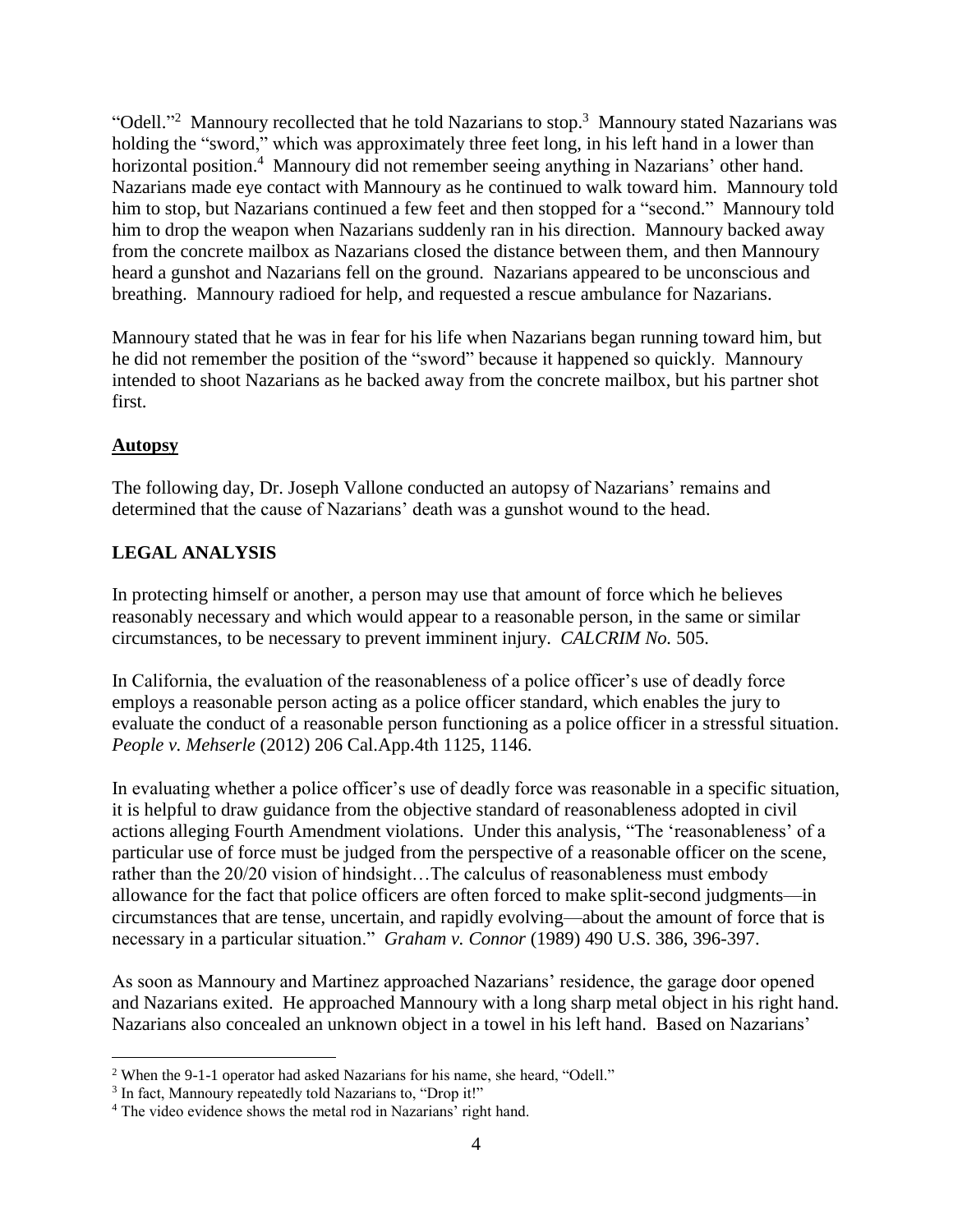"Odell."[2] Mannoury recollected that he told Nazarians to stop.[3] Mannoury stated Nazarians was holding the "sword," which was approximately three feet long, in his left hand in a lower than horizontal position.[4] Mannoury did not remember seeing anything in Nazarians' other hand. Nazarians made eye contact with Mannoury as he continued to walk toward him. Mannoury told him to stop, but Nazarians continued a few feet and then stopped for a "second." Mannoury told him to drop the weapon when Nazarians suddenly ran in his direction. Mannoury backed away from the concrete mailbox as Nazarians closed the distance between them, and then Mannoury heard a gunshot and Nazarians fell on the ground. Nazarians appeared to be unconscious and breathing. Mannoury radioed for help, and requested a rescue ambulance for Nazarians.

Mannoury stated that he was in fear for his life when Nazarians began running toward him, but he did not remember the position of the "sword" because it happened so quickly. Mannoury intended to shoot Nazarians as he backed away from the concrete mailbox, but his partner shot first.

**Autopsy**

The following day, Dr. Joseph Vallone conducted an autopsy of Nazarians' remains and determined that the cause of Nazarians' death was a gunshot wound to the head.

## LEGAL ANALYSIS

In protecting himself or another, a person may use that amount of force which he believes reasonably necessary and which would appear to a reasonable person, in the same or similar circumstances, to be necessary to prevent imminent injury. *CALCRIM No.* 505.

In California, the evaluation of the reasonableness of a police officer's use of deadly force employs a reasonable person acting as a police officer standard, which enables the jury to evaluate the conduct of a reasonable person functioning as a police officer in a stressful situation. *People v. Mehserle* (2012) 206 Cal.App.4th 1125, 1146.

In evaluating whether a police officer's use of deadly force was reasonable in a specific situation, it is helpful to draw guidance from the objective standard of reasonableness adopted in civil actions alleging Fourth Amendment violations. Under this analysis, "The 'reasonableness' of a particular use of force must be judged from the perspective of a reasonable officer on the scene, rather than the 20/20 vision of hindsight…The calculus of reasonableness must embody allowance for the fact that police officers are often forced to make split-second judgments—in circumstances that are tense, uncertain, and rapidly evolving—about the amount of force that is necessary in a particular situation." *Graham v. Connor* (1989) 490 U.S. 386, 396-397.

As soon as Mannoury and Martinez approached Nazarians' residence, the garage door opened and Nazarians exited. He approached Mannoury with a long sharp metal object in his right hand. Nazarians also concealed an unknown object in a towel in his left hand. Based on Nazarians'

---

[2] When the 9-1-1 operator had asked Nazarians for his name, she heard, "Odell."

[3] In fact, Mannoury repeatedly told Nazarians to, "Drop it!"

[4] The video evidence shows the metal rod in Nazarians' right hand.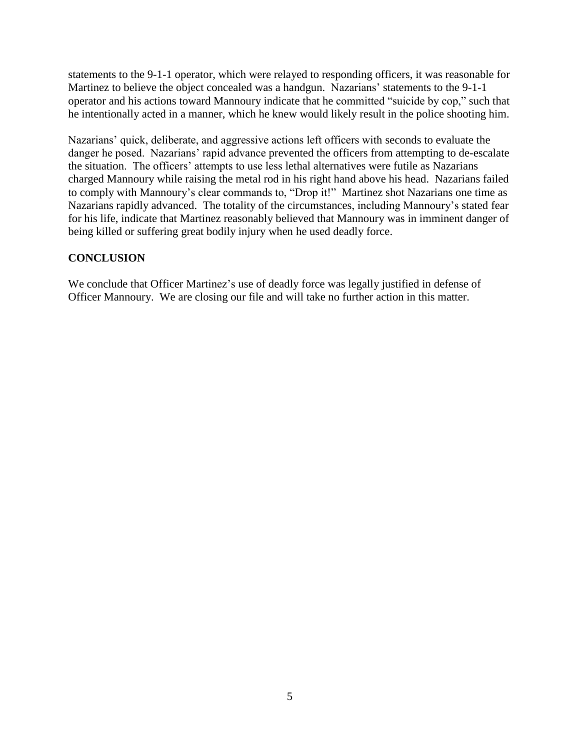statements to the 9-1-1 operator, which were relayed to responding officers, it was reasonable for Martinez to believe the object concealed was a handgun. Nazarians' statements to the 9-1-1 operator and his actions toward Mannoury indicate that he committed "suicide by cop," such that he intentionally acted in a manner, which he knew would likely result in the police shooting him.

Nazarians' quick, deliberate, and aggressive actions left officers with seconds to evaluate the danger he posed. Nazarians' rapid advance prevented the officers from attempting to de-escalate the situation. The officers' attempts to use less lethal alternatives were futile as Nazarians charged Mannoury while raising the metal rod in his right hand above his head. Nazarians failed to comply with Mannoury's clear commands to, "Drop it!" Martinez shot Nazarians one time as Nazarians rapidly advanced. The totality of the circumstances, including Mannoury's stated fear for his life, indicate that Martinez reasonably believed that Mannoury was in imminent danger of being killed or suffering great bodily injury when he used deadly force.

## CONCLUSION

We conclude that Officer Martinez's use of deadly force was legally justified in defense of Officer Mannoury. We are closing our file and will take no further action in this matter.